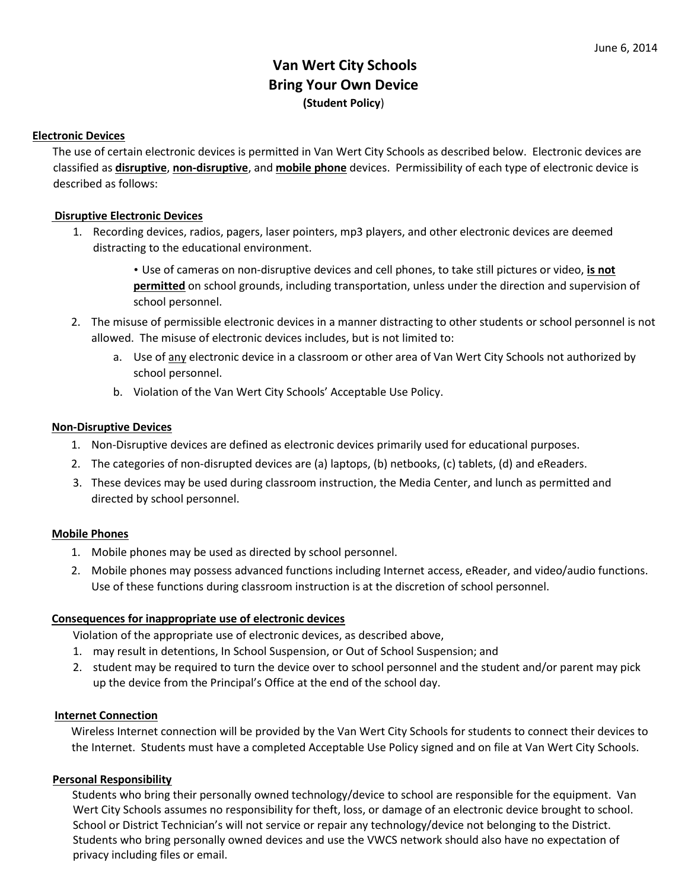June 6, 2014

# Van Wert City Schools
# Bring Your Own Device
**(Student Policy)**

## Electronic Devices

The use of certain electronic devices is permitted in Van Wert City Schools as described below. Electronic devices are classified as **disruptive**, **non-disruptive**, and **mobile phone** devices. Permissibility of each type of electronic device is described as follows:

### Disruptive Electronic Devices

1. Recording devices, radios, pagers, laser pointers, mp3 players, and other electronic devices are deemed distracting to the educational environment.
   - Use of cameras on non-disruptive devices and cell phones, to take still pictures or video, **is not permitted** on school grounds, including transportation, unless under the direction and supervision of school personnel.
2. The misuse of permissible electronic devices in a manner distracting to other students or school personnel is not allowed. The misuse of electronic devices includes, but is not limited to:
   a. Use of any electronic device in a classroom or other area of Van Wert City Schools not authorized by school personnel.
   b. Violation of the Van Wert City Schools' Acceptable Use Policy.

### Non-Disruptive Devices

1. Non-Disruptive devices are defined as electronic devices primarily used for educational purposes.
2. The categories of non-disrupted devices are (a) laptops, (b) netbooks, (c) tablets, (d) and eReaders.
3. These devices may be used during classroom instruction, the Media Center, and lunch as permitted and directed by school personnel.

### Mobile Phones

1. Mobile phones may be used as directed by school personnel.
2. Mobile phones may possess advanced functions including Internet access, eReader, and video/audio functions. Use of these functions during classroom instruction is at the discretion of school personnel.

### Consequences for inappropriate use of electronic devices

Violation of the appropriate use of electronic devices, as described above,

1. may result in detentions, In School Suspension, or Out of School Suspension; and
2. student may be required to turn the device over to school personnel and the student and/or parent may pick up the device from the Principal's Office at the end of the school day.

### Internet Connection

Wireless Internet connection will be provided by the Van Wert City Schools for students to connect their devices to the Internet. Students must have a completed Acceptable Use Policy signed and on file at Van Wert City Schools.

### Personal Responsibility

Students who bring their personally owned technology/device to school are responsible for the equipment. Van Wert City Schools assumes no responsibility for theft, loss, or damage of an electronic device brought to school. School or District Technician's will not service or repair any technology/device not belonging to the District. Students who bring personally owned devices and use the VWCS network should also have no expectation of privacy including files or email.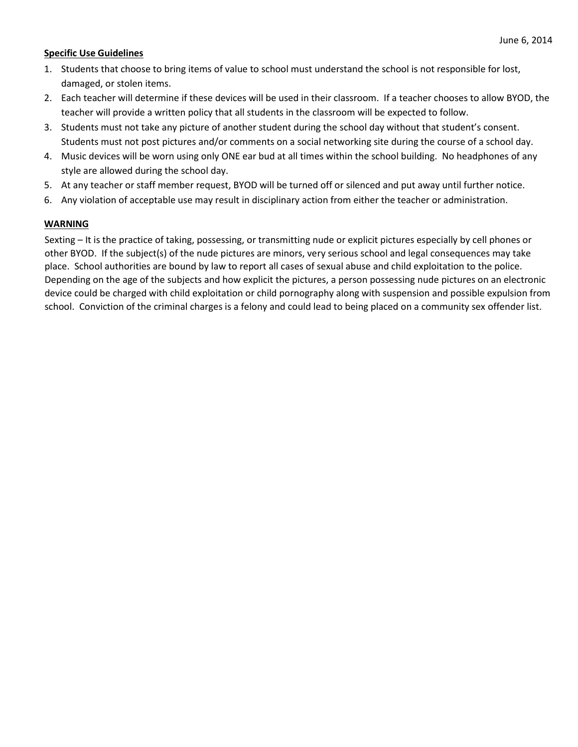June 6, 2014

**Specific Use Guidelines**

1. Students that choose to bring items of value to school must understand the school is not responsible for lost, damaged, or stolen items.
2. Each teacher will determine if these devices will be used in their classroom. If a teacher chooses to allow BYOD, the teacher will provide a written policy that all students in the classroom will be expected to follow.
3. Students must not take any picture of another student during the school day without that student's consent. Students must not post pictures and/or comments on a social networking site during the course of a school day.
4. Music devices will be worn using only ONE ear bud at all times within the school building. No headphones of any style are allowed during the school day.
5. At any teacher or staff member request, BYOD will be turned off or silenced and put away until further notice.
6. Any violation of acceptable use may result in disciplinary action from either the teacher or administration.

**WARNING**

Sexting – It is the practice of taking, possessing, or transmitting nude or explicit pictures especially by cell phones or other BYOD. If the subject(s) of the nude pictures are minors, very serious school and legal consequences may take place. School authorities are bound by law to report all cases of sexual abuse and child exploitation to the police. Depending on the age of the subjects and how explicit the pictures, a person possessing nude pictures on an electronic device could be charged with child exploitation or child pornography along with suspension and possible expulsion from school. Conviction of the criminal charges is a felony and could lead to being placed on a community sex offender list.